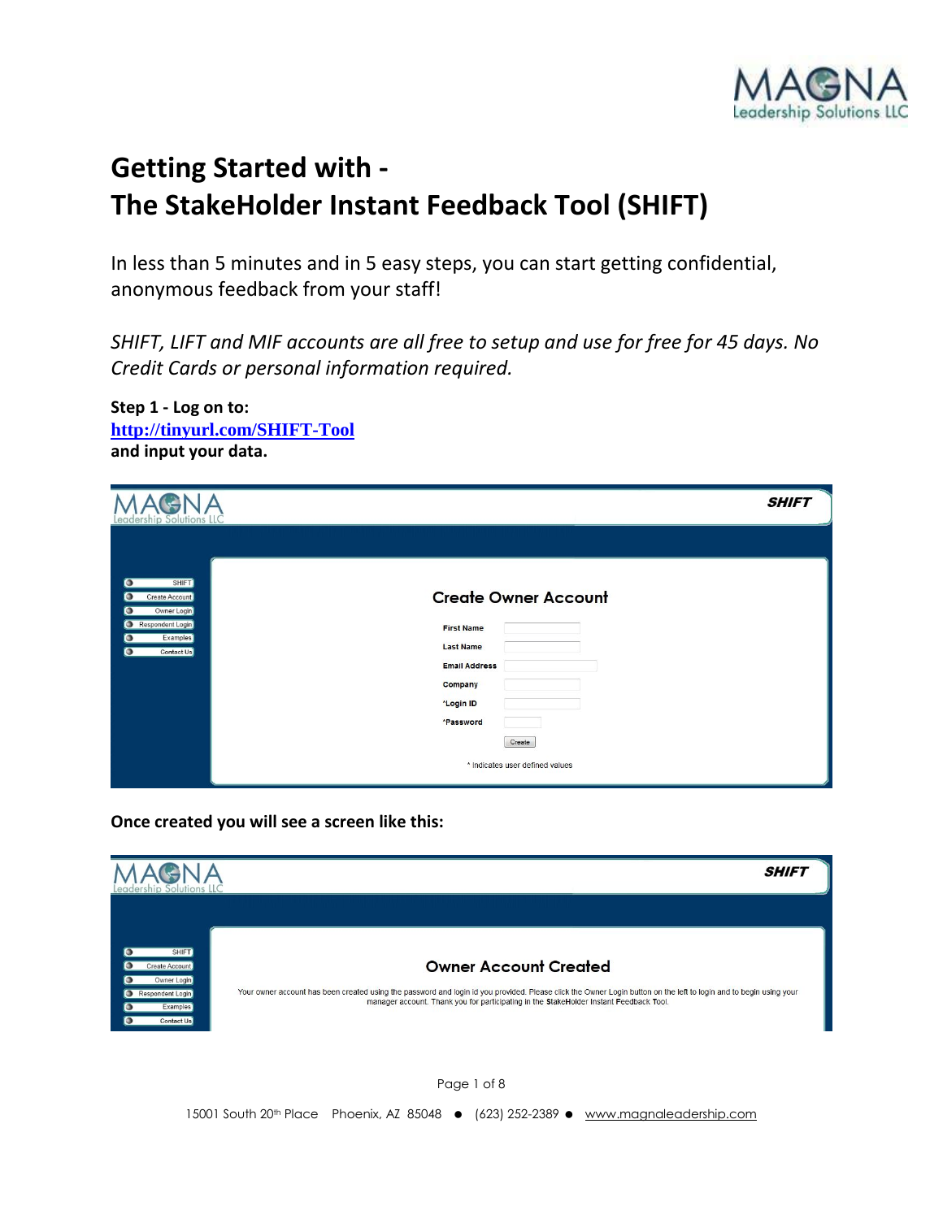# Getting Started with - The StakeHolder Instant Feedback Tool (SHIFT)

In less than 5 minutes and in 5 easy steps, you can start getting confidential, anonymous feedback from your staff!

*SHIFT, LIFT and MIF accounts are all free to setup and use for free for 45 days. No Credit Cards or personal information required.*

**Step 1 - Log on to:**
**[http://tinyurl.com/SHIFT-Tool](http://tinyurl.com/SHIFT-Tool)**
**and input your data.**

**Once created you will see a screen like this:**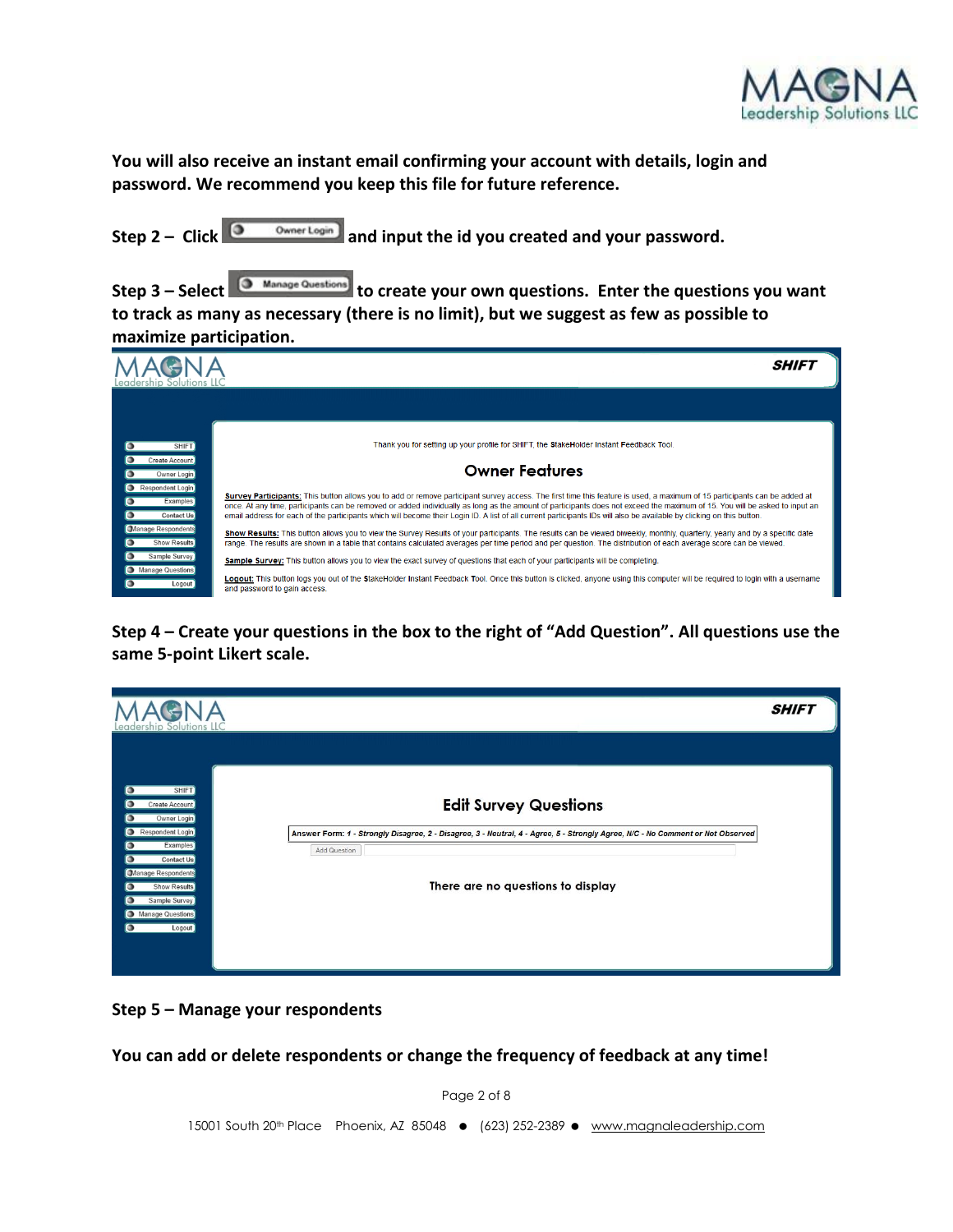**You will also receive an instant email confirming your account with details, login and password. We recommend you keep this file for future reference.**

**Step 2 – Click Owner Login and input the id you created and your password.**

**Step 3 – Select Manage Questions to create your own questions. Enter the questions you want to track as many as necessary (there is no limit), but we suggest as few as possible to maximize participation.**

MAGNA Leadership Solutions LLC — SHIFT

SHIFT | Create Account | Owner Login | Respondent Login | Examples | Contact Us | Manage Respondents | Show Results | Sample Survey | Manage Questions | Logout

Thank you for setting up your profile for SHIFT, the StakeHolder Instant Feedback Tool.

**Owner Features**

**Survey Participants:** This button allows you to add or remove participant survey access. The first time this feature is used, a maximum of 15 participants can be added at once. At any time, participants can be removed or added individually as long as the amount of participants does not exceed the maximum of 15. You will be asked to input an email address for each of the participants which will become their Login ID. A list of all current participants IDs will also be available by clicking on this button.

**Show Results:** This button allows you to view the Survey Results of your participants. The results can be viewed biweekly, monthly, quarterly, yearly and by a specific date range. The results are shown in a table that contains calculated averages per time period and per question. The distribution of each average score can be viewed.

**Sample Survey:** This button allows you to view the exact survey of questions that each of your participants will be completing.

**Logout:** This button logs you out of the StakeHolder Instant Feedback Tool. Once this button is clicked, anyone using this computer will be required to login with a username and password to gain access.

**Step 4 – Create your questions in the box to the right of "Add Question". All questions use the same 5-point Likert scale.**

MAGNA Leadership Solutions LLC — SHIFT

SHIFT | Create Account | Owner Login | Respondent Login | Examples | Contact Us | Manage Respondents | Show Results | Sample Survey | Manage Questions | Logout

**Edit Survey Questions**

Answer Form: *1 - Strongly Disagree, 2 - Disagree, 3 - Neutral, 4 - Agree, 5 - Strongly Agree, N/C - No Comment or Not Observed*

Add Question

There are no questions to display

**Step 5 – Manage your respondents**

**You can add or delete respondents or change the frequency of feedback at any time!**

15001 South 20th Place Phoenix, AZ 85048 ● (623) 252-2389 ● www.magnaleadership.com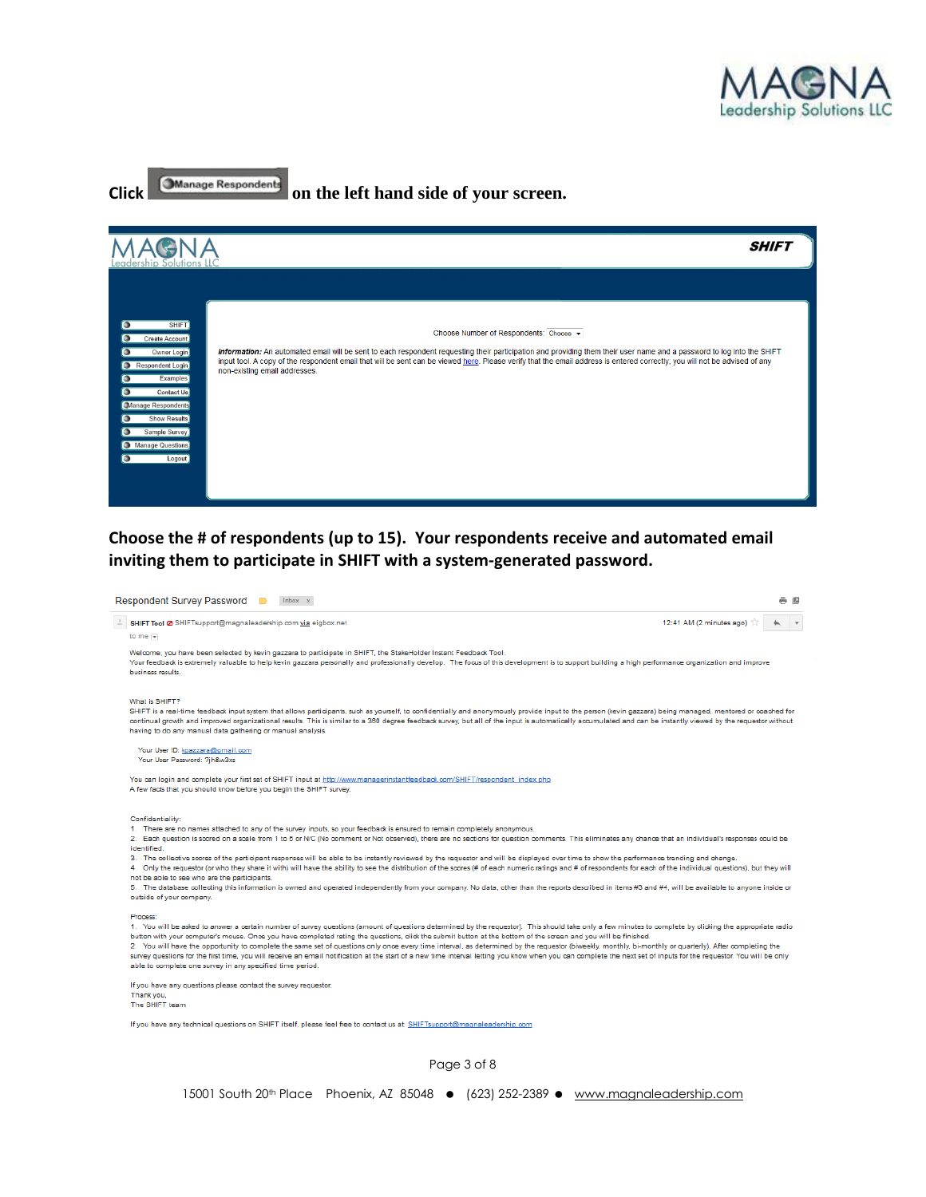Click **Manage Respondents** on the left hand side of your screen.

SHIFT

- SHIFT
- Create Account
- Owner Login
- Respondent Login
- Examples
- Contact Us
- Manage Respondents
- Show Results
- Sample Survey
- Manage Questions
- Logout

Choose Number of Respondents: Choose

***Information:*** An automated email will be sent to each respondent requesting their participation and providing them their user name and a password to log into the SHIFT input tool. A copy of the respondent email that will be sent can be viewed here. Please verify that the email address is entered correctly; you will not be advised of any non-existing email addresses.

**Choose the # of respondents (up to 15). Your respondents receive and automated email inviting them to participate in SHIFT with a system-generated password.**

Respondent Survey Password Inbox x

SHIFT Tool SHIFTsupport@magnaleadership.com via eigbox.net 12:41 AM (2 minutes ago)

to me

Welcome, you have been selected by kevin gazzara to participate in SHIFT, the StakeHolder Instant Feedback Tool.
Your feedback is extremely valuable to help kevin gazzara personally and professionally develop. The focus of this development is to support building a high performance organization and improve business results.

What is SHIFT?
SHIFT is a real-time feedback input system that allows participants, such as yourself, to confidentially and anonymously provide input to the person (kevin gazzara) being managed, mentored or coached for continual growth and improved organizational results. This is similar to a 360 degree feedback survey, but all of the input is automatically accumulated and can be instantly viewed by the requestor without having to do any manual data gathering or manual analysis.

Your User ID: kgazzara@gmail.com
Your User Password: ?jh&w3xs

You can login and complete your first set of SHIFT input at http://www.managerinstantfeedback.com/SHIFT/respondent_index.php
A few facts that you should know before you begin the SHIFT survey.

Confidentiality:
1. There are no names attached to any of the survey inputs, so your feedback is ensured to remain completely anonymous.
2. Each question is scored on a scale from 1 to 5 or N/C (No comment or Not observed), there are no sections for question comments. This eliminates any chance that an individual's responses could be identified.
3. The collective scores of the participant responses will be able to be instantly reviewed by the requestor and will be displayed over time to show the performance trending and change.
4. Only the requestor (or who they share it with) will have the ability to see the distribution of the scores (# of each numeric ratings and # of respondents for each of the individual questions), but they will not be able to see who are the participants.
5. The database collecting this information is owned and operated independently from your company. No data, other than the reports described in items #3 and #4, will be available to anyone inside or outside of your company.

Process:
1. You will be asked to answer a certain number of survey questions (amount of questions determined by the requestor). This should take only a few minutes to complete by clicking the appropriate radio button with your computer's mouse. Once you have completed rating the questions, click the submit button at the bottom of the screen and you will be finished.
2. You will have the opportunity to complete the same set of questions only once every time interval, as determined by the requestor (biweekly, monthly, bi-monthly or quarterly). After completing the survey questions for the first time, you will receive an email notification at the start of a new time interval letting you know when you can complete the next set of inputs for the requestor. You will be only able to complete one survey in any specified time period.

If you have any questions please contact the survey requestor.
Thank you,
The SHIFT team

If you have any technical questions on SHIFT itself, please feel free to contact us at: SHIFTsupport@magnaleadership.com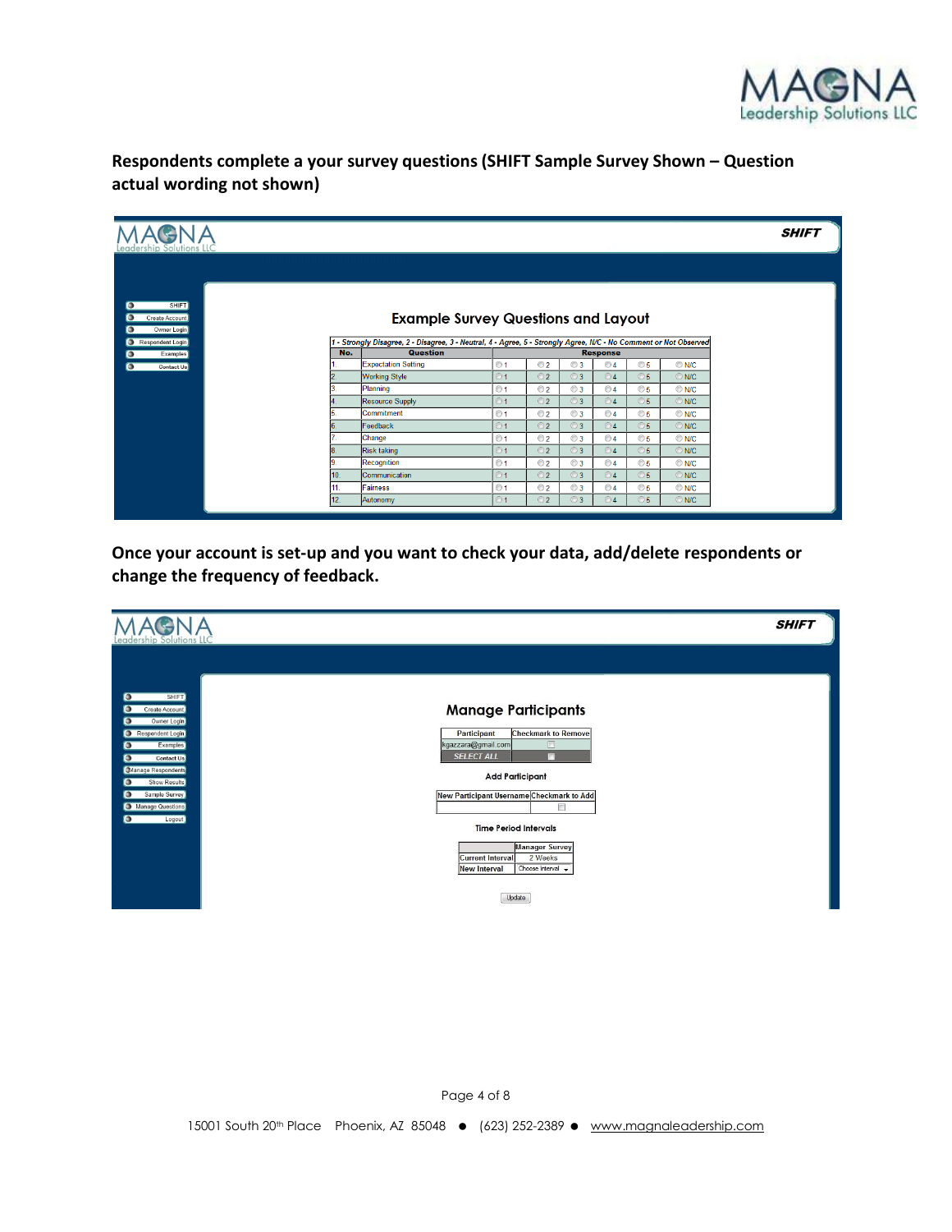**Respondents complete a your survey questions (SHIFT Sample Survey Shown – Question actual wording not shown)**

SHIFT

- SHIFT
- Create Account
- Owner Login
- Respondent Login
- Examples
- Contact Us

## Example Survey Questions and Layout

*1 - Strongly Disagree, 2 - Disagree, 3 - Neutral, 4 - Agree, 5 - Strongly Agree, N/C - No Comment or Not Observed*

| No. | Question | Response | | | | | |
|---|---|---|---|---|---|---|---|
| 1. | Expectation Setting | 1 | 2 | 3 | 4 | 5 | N/C |
| 2. | Working Style | 1 | 2 | 3 | 4 | 5 | N/C |
| 3. | Planning | 1 | 2 | 3 | 4 | 5 | N/C |
| 4. | Resource Supply | 1 | 2 | 3 | 4 | 5 | N/C |
| 5. | Commitment | 1 | 2 | 3 | 4 | 5 | N/C |
| 6. | Feedback | 1 | 2 | 3 | 4 | 5 | N/C |
| 7. | Change | 1 | 2 | 3 | 4 | 5 | N/C |
| 8. | Risk taking | 1 | 2 | 3 | 4 | 5 | N/C |
| 9. | Recognition | 1 | 2 | 3 | 4 | 5 | N/C |
| 10. | Communication | 1 | 2 | 3 | 4 | 5 | N/C |
| 11. | Fairness | 1 | 2 | 3 | 4 | 5 | N/C |
| 12. | Autonomy | 1 | 2 | 3 | 4 | 5 | N/C |

**Once your account is set-up and you want to check your data, add/delete respondents or change the frequency of feedback.**

SHIFT

- SHIFT
- Create Account
- Owner Login
- Respondent Login
- Examples
- Contact Us
- Manage Respondents
- Show Results
- Sample Survey
- Manage Questions
- Logout

## Manage Participants

| Participant | Checkmark to Remove |
|---|---|
| kgazzara@gmail.com | ☐ |
| SELECT ALL | ☐ |

**Add Participant**

| New Participant Username | Checkmark to Add |
|---|---|
| | ☐ |

**Time Period Intervals**

| | Manager Survey |
|---|---|
| Current Interval | 2 Weeks |
| New Interval | Choose Interval |

Update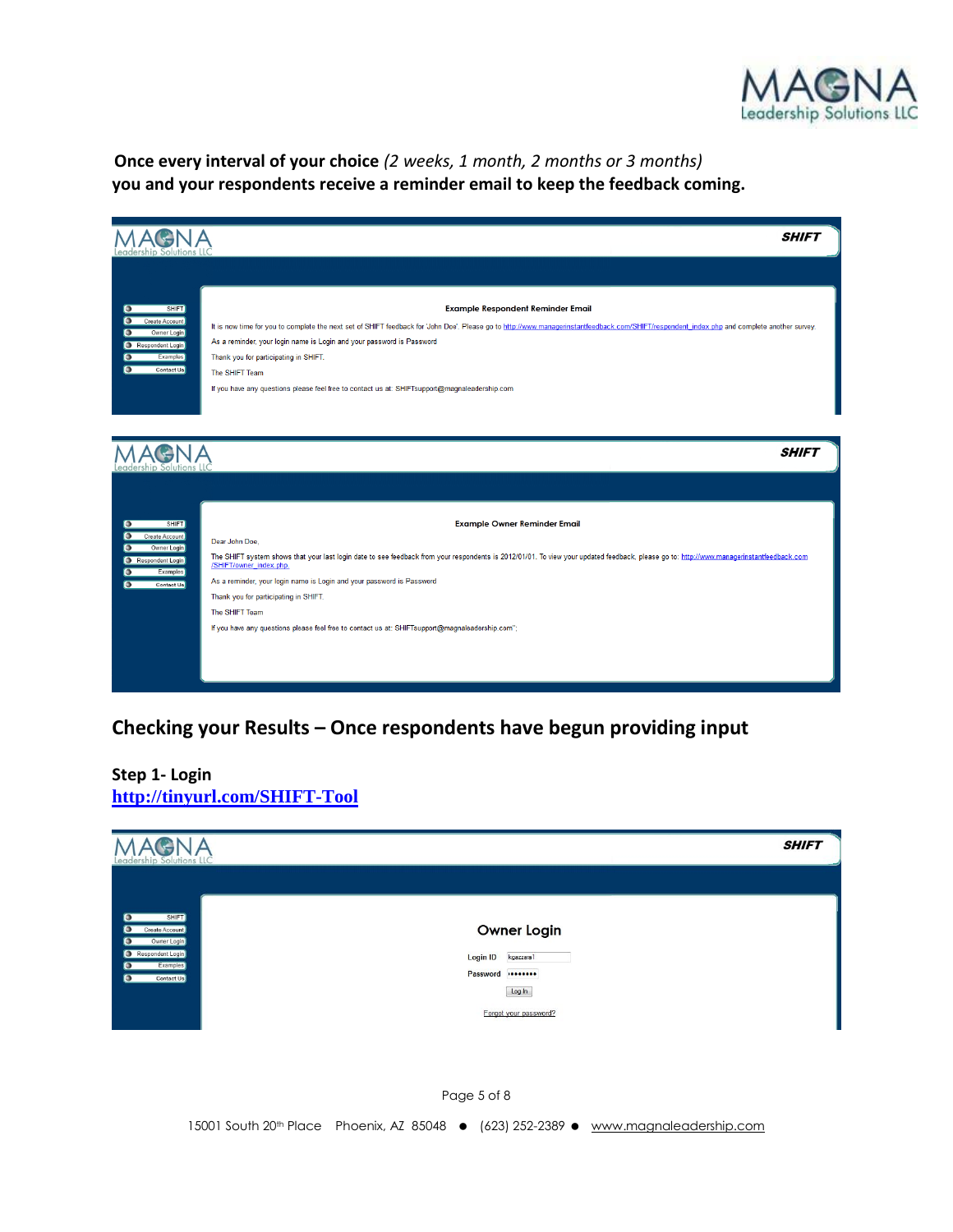**Once every interval of your choice** *(2 weeks, 1 month, 2 months or 3 months)* **you and your respondents receive a reminder email to keep the feedback coming.**

MAGNA Leadership Solutions LLC — SHIFT

- SHIFT
- Create Account
- Owner Login
- Respondent Login
- Examples
- Contact Us

**Example Respondent Reminder Email**

It is now time for you to complete the next set of SHIFT feedback for 'John Doe'. Please go to http://www.managerinstantfeedback.com/SHIFT/respondent_index.php and complete another survey.

As a reminder, your login name is Login and your password is Password

Thank you for participating in SHIFT.

The SHIFT Team

If you have any questions please feel free to contact us at: SHIFTsupport@magnaleadership.com

MAGNA Leadership Solutions LLC — SHIFT

- SHIFT
- Create Account
- Owner Login
- Respondent Login
- Examples
- Contact Us

**Example Owner Reminder Email**

Dear John Doe,

The SHIFT system shows that your last login date to see feedback from your respondents is 2012/01/01. To view your updated feedback, please go to: http://www.managerinstantfeedback.com/SHIFT/owner_index.php.

As a reminder, your login name is Login and your password is Password

Thank you for participating in SHIFT.

The SHIFT Team

If you have any questions please feel free to contact us at: SHIFTsupport@magnaleadership.com";

## Checking your Results – Once respondents have begun providing input

**Step 1- Login**

[http://tinyurl.com/SHIFT-Tool](http://tinyurl.com/SHIFT-Tool)

MAGNA Leadership Solutions LLC — SHIFT

- SHIFT
- Create Account
- Owner Login
- Respondent Login
- Examples
- Contact Us

**Owner Login**

Login ID: kgazzara1

Password: ••••••••

Log In

Forgot your password?

15001 South 20th Place Phoenix, AZ 85048 ● (623) 252-2389 ● www.magnaleadership.com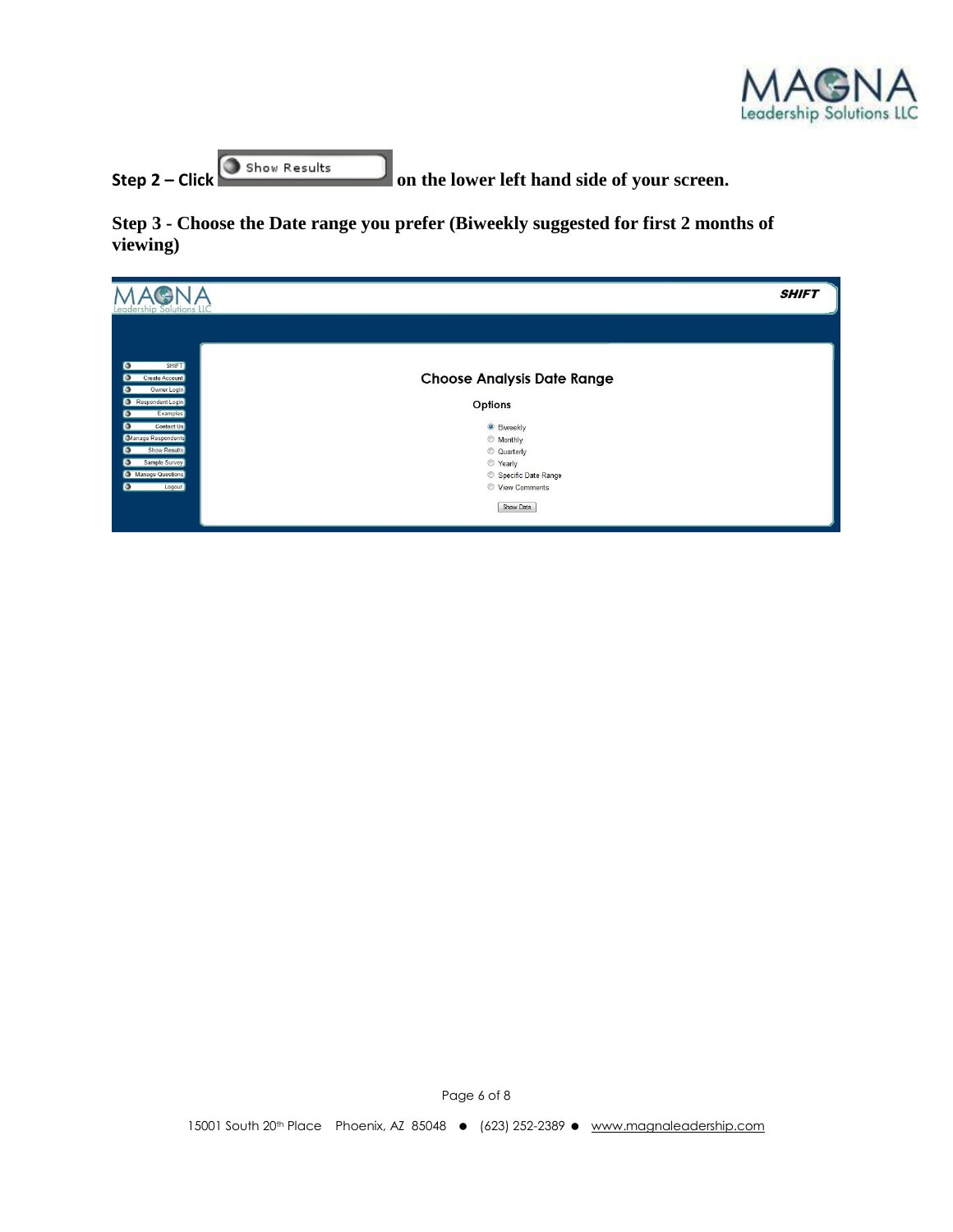**Step 2 – Click Show Results on the lower left hand side of your screen.**

**Step 3 - Choose the Date range you prefer (Biweekly suggested for first 2 months of viewing)**

SHIFT

- SHIFT
- Create Account
- Owner Login
- Respondent Login
- Examples
- Contact Us
- Manage Respondents
- Show Results
- Sample Survey
- Manage Questions
- Logout

**Choose Analysis Date Range**

**Options**

- Biweekly
- Monthly
- Quarterly
- Yearly
- Specific Date Range
- View Comments

Show Data

15001 South 20th Place Phoenix, AZ 85048 ● (623) 252-2389 ● www.magnaleadership.com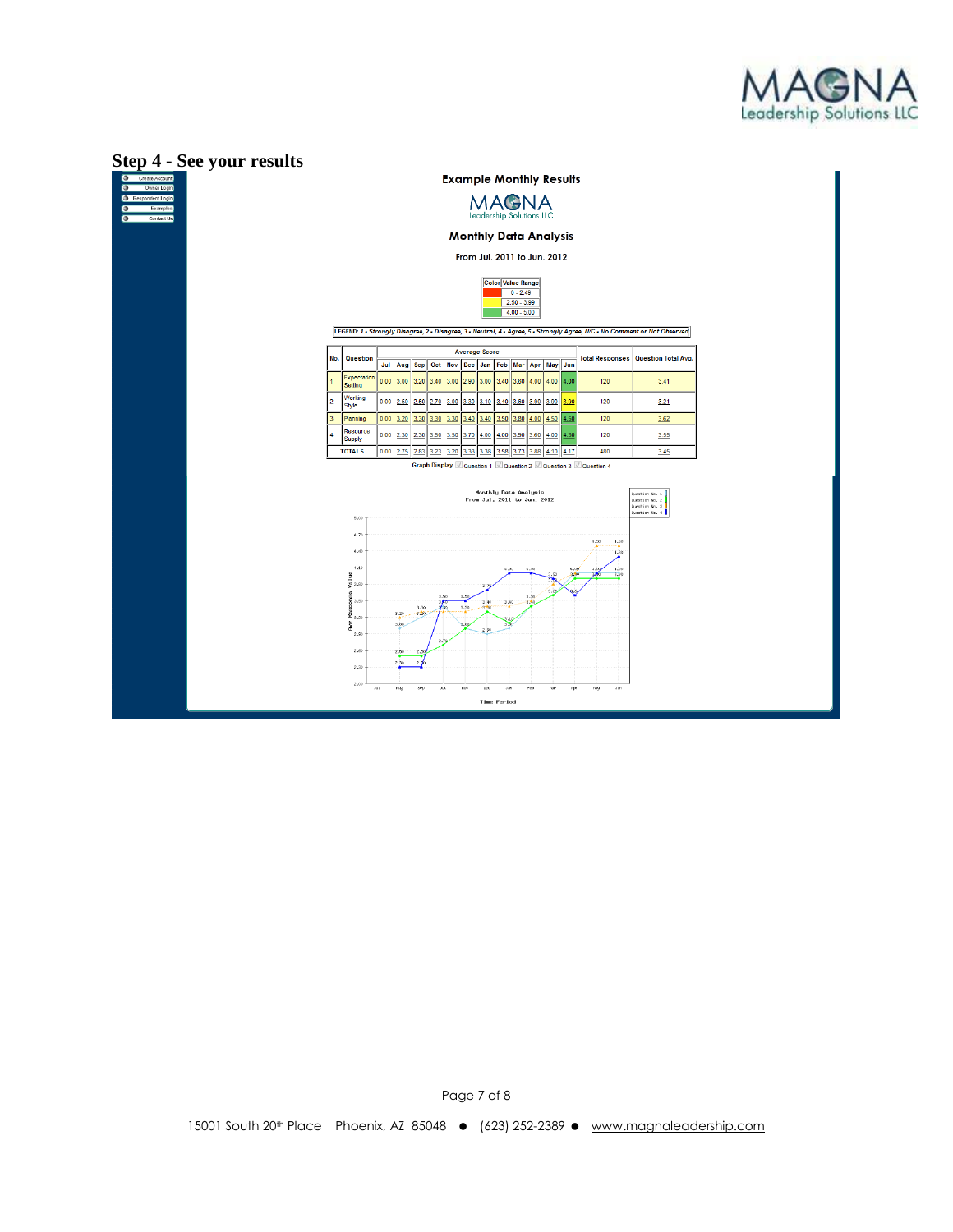## Step 4 - See your results

Create Account
Owner Login
Respondent Login
Examples
Contact Us

**Example Monthly Results**

MAGNA Leadership Solutions LLC

**Monthly Data Analysis**

From Jul. 2011 to Jun. 2012

| Color | Value Range |
|---|---|
| | 0 - 2.49 |
| | 2.50 - 3.99 |
| | 4.00 - 5.00 |

LEGEND: *1 - Strongly Disagree, 2 - Disagree, 3 - Neutral, 4 - Agree, 5 - Strongly Agree, N/C - No Comment or Not Observed*

| No. | Question | Average Score | | | | | | | | | | | | Total Responses | Question Total Avg. |
|---|---|---|---|---|---|---|---|---|---|---|---|---|---|---|---|
| | | Jul | Aug | Sep | Oct | Nov | Dec | Jan | Feb | Mar | Apr | May | Jun | | |
| 1 | Expectation Setting | 0.00 | 3.00 | 3.20 | 3.40 | 3.00 | 2.90 | 3.00 | 3.40 | 3.80 | 4.00 | 4.00 | 4.00 | 120 | 3.41 |
| 2 | Working Style | 0.00 | 2.50 | 2.50 | 2.70 | 3.00 | 3.30 | 3.10 | 3.40 | 3.60 | 3.90 | 3.90 | 3.90 | 120 | 3.21 |
| 3 | Planning | 0.00 | 3.20 | 3.30 | 3.30 | 3.30 | 3.40 | 3.40 | 3.50 | 3.80 | 4.00 | 4.50 | 4.50 | 120 | 3.62 |
| 4 | Resource Supply | 0.00 | 2.30 | 2.30 | 3.50 | 3.50 | 3.70 | 4.00 | 4.00 | 3.90 | 3.60 | 4.00 | 4.30 | 120 | 3.55 |
| | TOTALS | 0.00 | 2.75 | 2.83 | 3.23 | 3.20 | 3.33 | 3.38 | 3.58 | 3.73 | 3.88 | 4.10 | 4.17 | 480 | 3.45 |

Graph Display ☑ Question 1 ☑ Question 2 ☑ Question 3 ☑ Question 4

Monthly Data Analysis
From Jul. 2011 to Jun. 2012

Question No. 1
Question No. 2
Question No. 3
Question No. 4

Avg Responses Value

Time Period

Jul Aug Sep Oct Nov Dec Jan Feb Mar Apr May Jun

15001 South 20th Place Phoenix, AZ 85048 ● (623) 252-2389 ● www.magnaleadership.com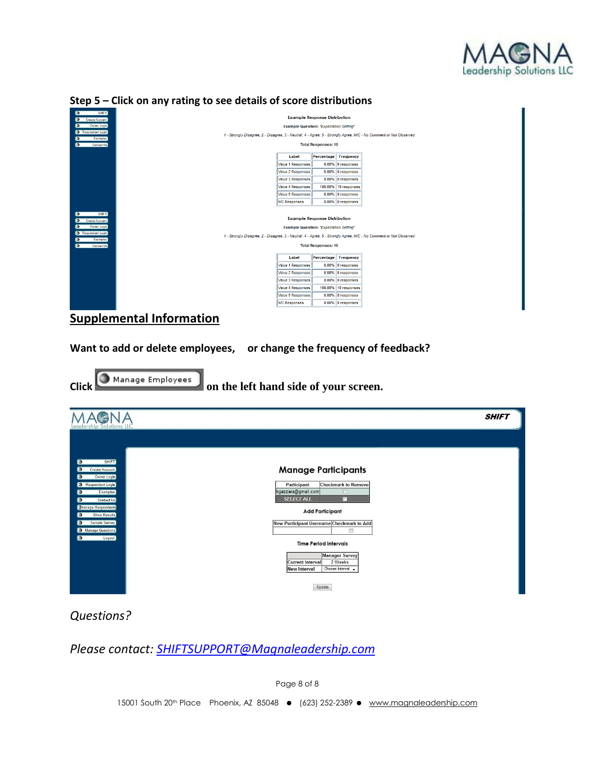## Step 5 – Click on any rating to see details of score distributions

Example Response Distribution

Example Question: "Expectation Setting"

1 - Strongly Disagree, 2 - Disagree, 3 - Neutral, 4 - Agree, 5 - Strongly Agree, N/C - No Comment or Not Observed

Total Responses: 10

| Label | Percentage | Frequency |
|---|---|---|
| Value 1 Responses | 0.00% | 0 responses |
| Value 2 Responses | 0.00% | 0 responses |
| Value 3 Responses | 0.00% | 0 responses |
| Value 4 Responses | 100.00% | 10 responses |
| Value 5 Responses | 0.00% | 0 responses |
| N/C Responses | 0.00% | 0 responses |

## Supplemental Information

**Want to add or delete employees, or change the frequency of feedback?**

**Click** Manage Employees **on the left hand side of your screen.**

Manage Participants

| Participant | Checkmark to Remove |
|---|---|
| kgazzara@gmail.com | |
| SELECT ALL | |

Add Participant

| New Participant Username | Checkmark to Add |
|---|---|
| | |

Time Period Intervals

| | Manager Survey |
|---|---|
| Current Interval | 2 Weeks |
| New Interval | Choose Interval |

Update

*Questions?*

*Please contact: SHIFTSUPPORT@Magnaleadership.com*

15001 South 20th Place Phoenix, AZ 85048 ● (623) 252-2389 ● www.magnaleadership.com